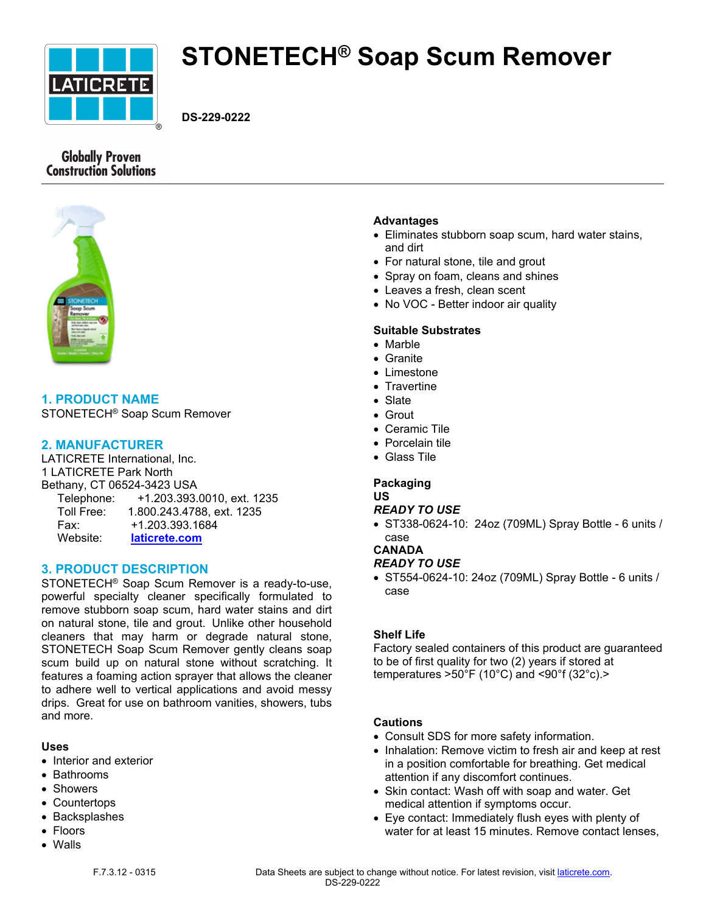# STONETECH® Soap Scum Remover

**DS-229-0222**

Globally Proven Construction Solutions

## 1. PRODUCT NAME

STONETECH® Soap Scum Remover

## 2. MANUFACTURER

LATICRETE International, Inc.
1 LATICRETE Park North
Bethany, CT 06524-3423 USA

Telephone: +1.203.393.0010, ext. 1235
Toll Free: 1.800.243.4788, ext. 1235
Fax: +1.203.393.1684
Website: laticrete.com

## 3. PRODUCT DESCRIPTION

STONETECH® Soap Scum Remover is a ready-to-use, powerful specialty cleaner specifically formulated to remove stubborn soap scum, hard water stains and dirt on natural stone, tile and grout. Unlike other household cleaners that may harm or degrade natural stone, STONETECH Soap Scum Remover gently cleans soap scum build up on natural stone without scratching. It features a foaming action sprayer that allows the cleaner to adhere well to vertical applications and avoid messy drips. Great for use on bathroom vanities, showers, tubs and more.

### Uses

- Interior and exterior
- Bathrooms
- Showers
- Countertops
- Backsplashes
- Floors
- Walls

### Advantages

- Eliminates stubborn soap scum, hard water stains, and dirt
- For natural stone, tile and grout
- Spray on foam, cleans and shines
- Leaves a fresh, clean scent
- No VOC - Better indoor air quality

### Suitable Substrates

- Marble
- Granite
- Limestone
- Travertine
- Slate
- Grout
- Ceramic Tile
- Porcelain tile
- Glass Tile

### Packaging

**US**

***READY TO USE***

- ST338-0624-10: 24oz (709ML) Spray Bottle - 6 units / case

**CANADA**

***READY TO USE***

- ST554-0624-10: 24oz (709ML) Spray Bottle - 6 units / case

### Shelf Life

Factory sealed containers of this product are guaranteed to be of first quality for two (2) years if stored at temperatures >50°F (10°C) and <90°f (32°c).>

### Cautions

- Consult SDS for more safety information.
- Inhalation: Remove victim to fresh air and keep at rest in a position comfortable for breathing. Get medical attention if any discomfort continues.
- Skin contact: Wash off with soap and water. Get medical attention if symptoms occur.
- Eye contact: Immediately flush eyes with plenty of water for at least 15 minutes. Remove contact lenses,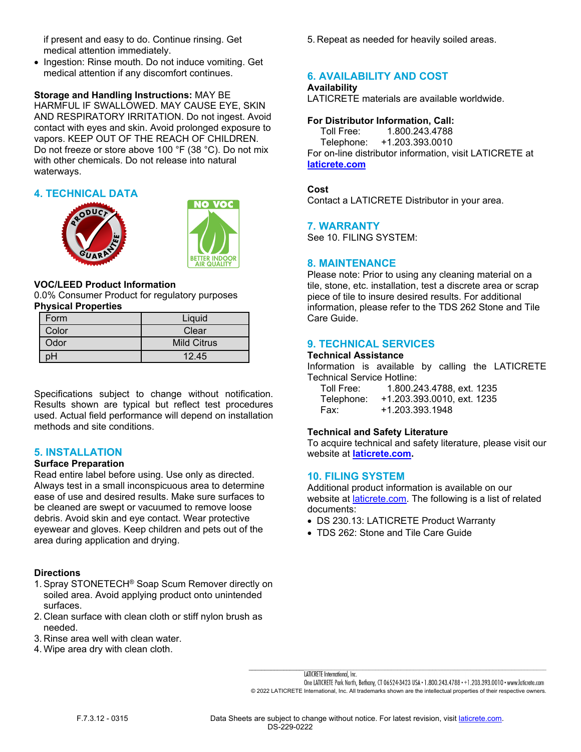if present and easy to do. Continue rinsing. Get medical attention immediately.

- Ingestion: Rinse mouth. Do not induce vomiting. Get medical attention if any discomfort continues.

**Storage and Handling Instructions:** MAY BE HARMFUL IF SWALLOWED. MAY CAUSE EYE, SKIN AND RESPIRATORY IRRITATION. Do not ingest. Avoid contact with eyes and skin. Avoid prolonged exposure to vapors. KEEP OUT OF THE REACH OF CHILDREN. Do not freeze or store above 100 °F (38 °C). Do not mix with other chemicals. Do not release into natural waterways.

## 4. TECHNICAL DATA

**VOC/LEED Product Information**
0.0% Consumer Product for regulatory purposes

**Physical Properties**

| | |
|---|---|
| Form | Liquid |
| Color | Clear |
| Odor | Mild Citrus |
| pH | 12.45 |

Specifications subject to change without notification. Results shown are typical but reflect test procedures used. Actual field performance will depend on installation methods and site conditions.

## 5. INSTALLATION

**Surface Preparation**
Read entire label before using. Use only as directed. Always test in a small inconspicuous area to determine ease of use and desired results. Make sure surfaces to be cleaned are swept or vacuumed to remove loose debris. Avoid skin and eye contact. Wear protective eyewear and gloves. Keep children and pets out of the area during application and drying.

**Directions**

1. Spray STONETECH® Soap Scum Remover directly on soiled area. Avoid applying product onto unintended surfaces.
2. Clean surface with clean cloth or stiff nylon brush as needed.
3. Rinse area well with clean water.
4. Wipe area dry with clean cloth.
5. Repeat as needed for heavily soiled areas.

## 6. AVAILABILITY AND COST

**Availability**
LATICRETE materials are available worldwide.

**For Distributor Information, Call:**
Toll Free: 1.800.243.4788
Telephone: +1.203.393.0010
For on-line distributor information, visit LATICRETE at **laticrete.com**

**Cost**
Contact a LATICRETE Distributor in your area.

## 7. WARRANTY

See 10. FILING SYSTEM:

## 8. MAINTENANCE

Please note: Prior to using any cleaning material on a tile, stone, etc. installation, test a discrete area or scrap piece of tile to insure desired results. For additional information, please refer to the TDS 262 Stone and Tile Care Guide.

## 9. TECHNICAL SERVICES

**Technical Assistance**
Information is available by calling the LATICRETE Technical Service Hotline:
Toll Free: 1.800.243.4788, ext. 1235
Telephone: +1.203.393.0010, ext. 1235
Fax: +1.203.393.1948

**Technical and Safety Literature**
To acquire technical and safety literature, please visit our website at **laticrete.com**.

## 10. FILING SYSTEM

Additional product information is available on our website at laticrete.com. The following is a list of related documents:

- DS 230.13: LATICRETE Product Warranty
- TDS 262: Stone and Tile Care Guide

LATICRETE International, Inc.
One LATICRETE Park North, Bethany, CT 06524-3423 USA • 1.800.243.4788 • +1.203.393.0010 • www.laticrete.com
© 2022 LATICRETE International, Inc. All trademarks shown are the intellectual properties of their respective owners.

F.7.3.12 - 0315

Data Sheets are subject to change without notice. For latest revision, visit laticrete.com.
DS-229-0222